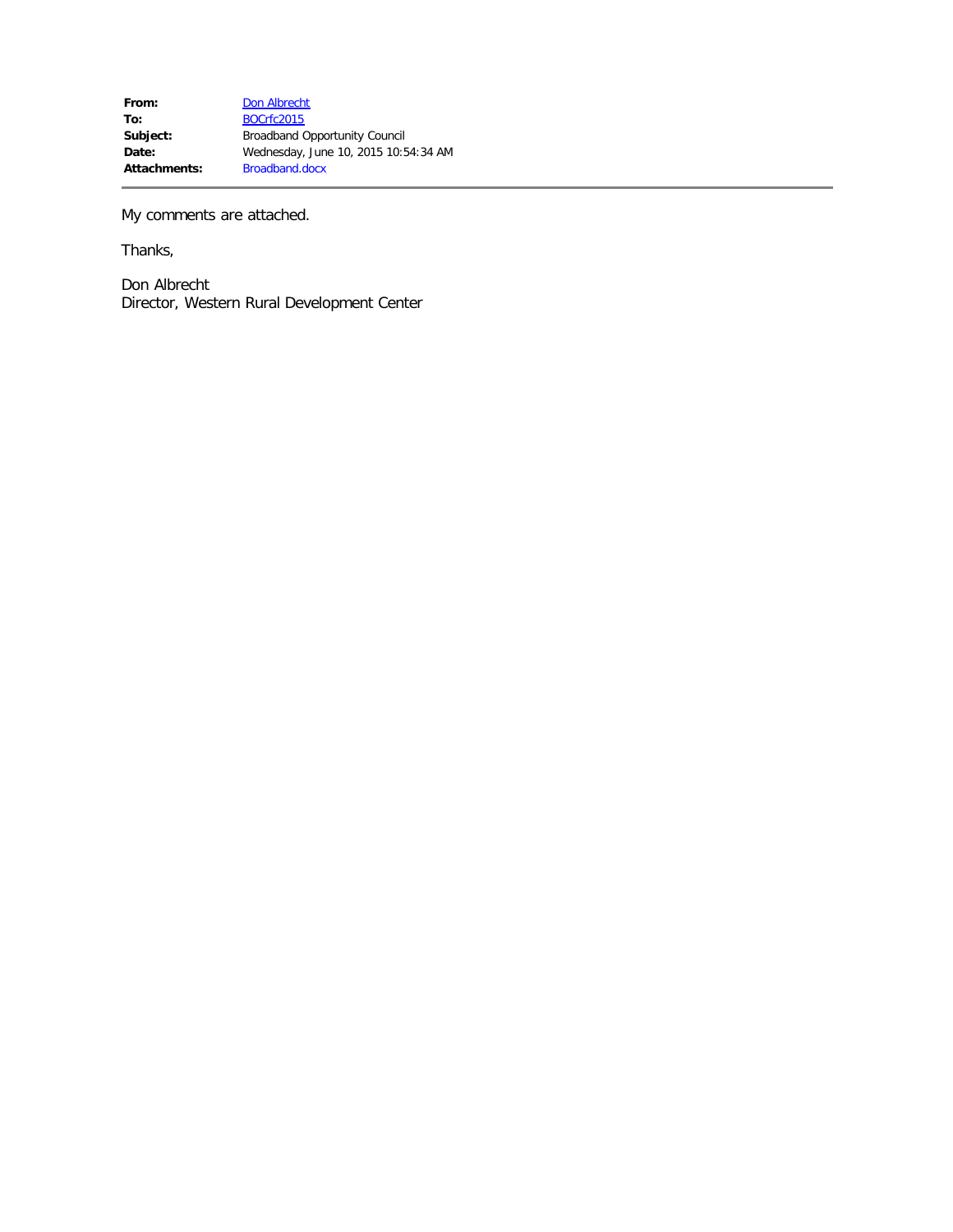**From:** Don Albrecht
**To:** BOCrfc2015
**Subject:** Broadband Opportunity Council
**Date:** Wednesday, June 10, 2015 10:54:34 AM
**Attachments:** Broadband.docx

---

My comments are attached.

Thanks,

Don Albrecht
Director, Western Rural Development Center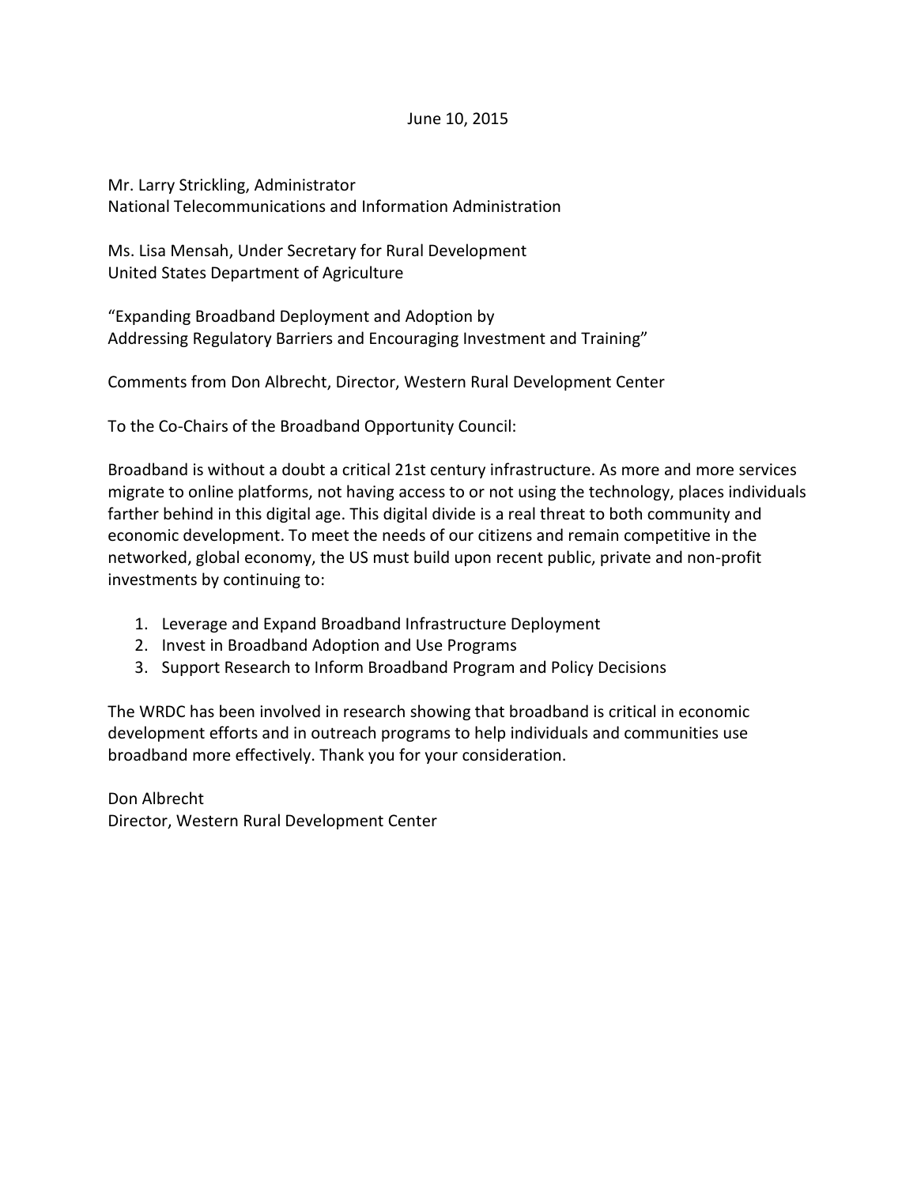June 10, 2015

Mr. Larry Strickling, Administrator
National Telecommunications and Information Administration

Ms. Lisa Mensah, Under Secretary for Rural Development
United States Department of Agriculture

"Expanding Broadband Deployment and Adoption by
Addressing Regulatory Barriers and Encouraging Investment and Training"

Comments from Don Albrecht, Director, Western Rural Development Center

To the Co-Chairs of the Broadband Opportunity Council:

Broadband is without a doubt a critical 21st century infrastructure. As more and more services migrate to online platforms, not having access to or not using the technology, places individuals farther behind in this digital age. This digital divide is a real threat to both community and economic development. To meet the needs of our citizens and remain competitive in the networked, global economy, the US must build upon recent public, private and non-profit investments by continuing to:

1. Leverage and Expand Broadband Infrastructure Deployment
2. Invest in Broadband Adoption and Use Programs
3. Support Research to Inform Broadband Program and Policy Decisions

The WRDC has been involved in research showing that broadband is critical in economic development efforts and in outreach programs to help individuals and communities use broadband more effectively. Thank you for your consideration.

Don Albrecht
Director, Western Rural Development Center